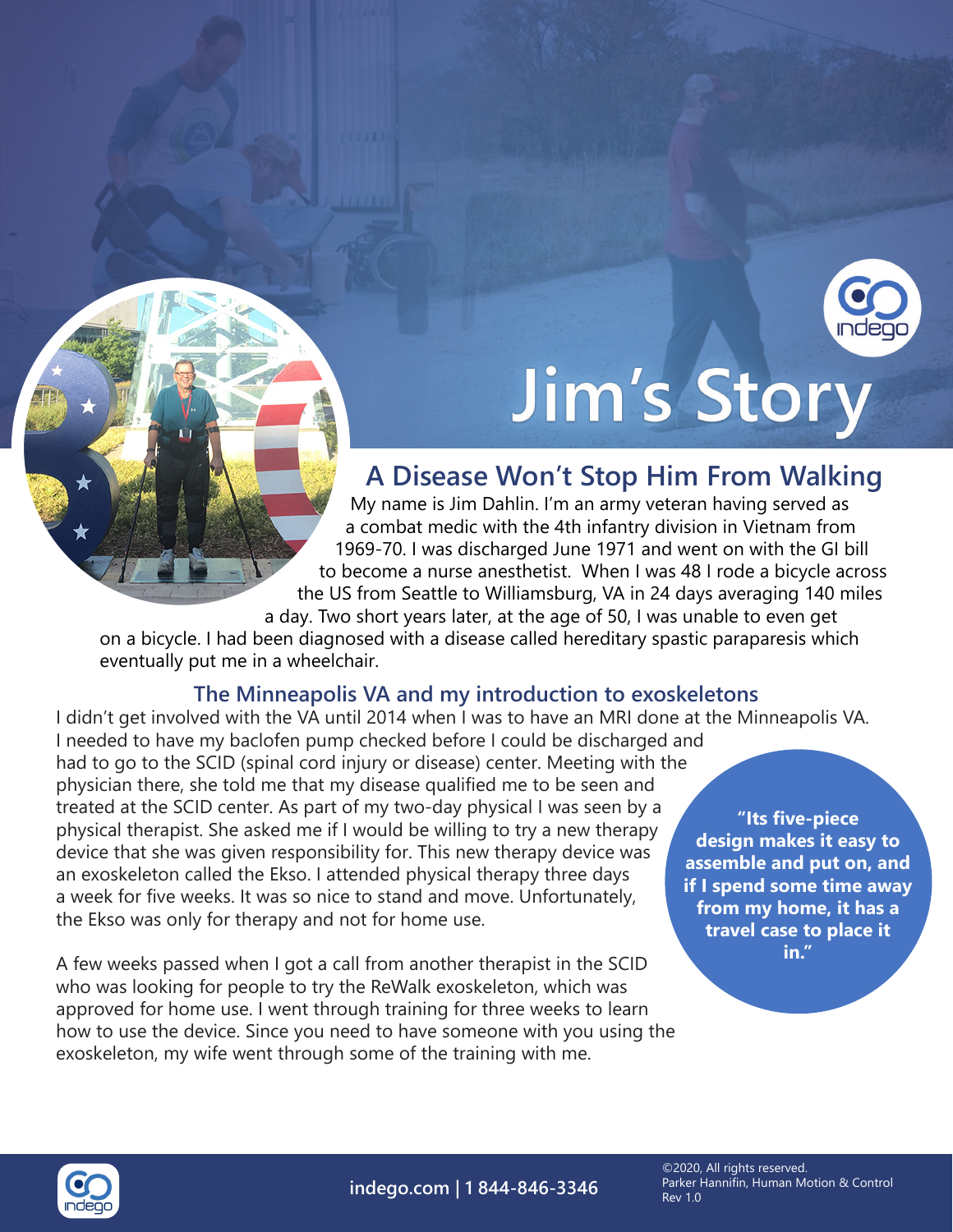# Jim's Story

## A Disease Won't Stop Him From Walking

My name is Jim Dahlin. I'm an army veteran having served as a combat medic with the 4th infantry division in Vietnam from 1969-70. I was discharged June 1971 and went on with the GI bill to become a nurse anesthetist. When I was 48 I rode a bicycle across the US from Seattle to Williamsburg, VA in 24 days averaging 140 miles a day. Two short years later, at the age of 50, I was unable to even get on a bicycle. I had been diagnosed with a disease called hereditary spastic paraparesis which eventually put me in a wheelchair.

### The Minneapolis VA and my introduction to exoskeletons

I didn't get involved with the VA until 2014 when I was to have an MRI done at the Minneapolis VA. I needed to have my baclofen pump checked before I could be discharged and had to go to the SCID (spinal cord injury or disease) center. Meeting with the physician there, she told me that my disease qualified me to be seen and treated at the SCID center. As part of my two-day physical I was seen by a physical therapist. She asked me if I would be willing to try a new therapy device that she was given responsibility for. This new therapy device was an exoskeleton called the Ekso. I attended physical therapy three days a week for five weeks. It was so nice to stand and move. Unfortunately, the Ekso was only for therapy and not for home use.

A few weeks passed when I got a call from another therapist in the SCID who was looking for people to try the ReWalk exoskeleton, which was approved for home use. I went through training for three weeks to learn how to use the device. Since you need to have someone with you using the exoskeleton, my wife went through some of the training with me.

**"Its five-piece design makes it easy to assemble and put on, and if I spend some time away from my home, it has a travel case to place it in."**

indego.com | 1 844-846-3346

©2020, All rights reserved.
Parker Hannifin, Human Motion & Control
Rev 1.0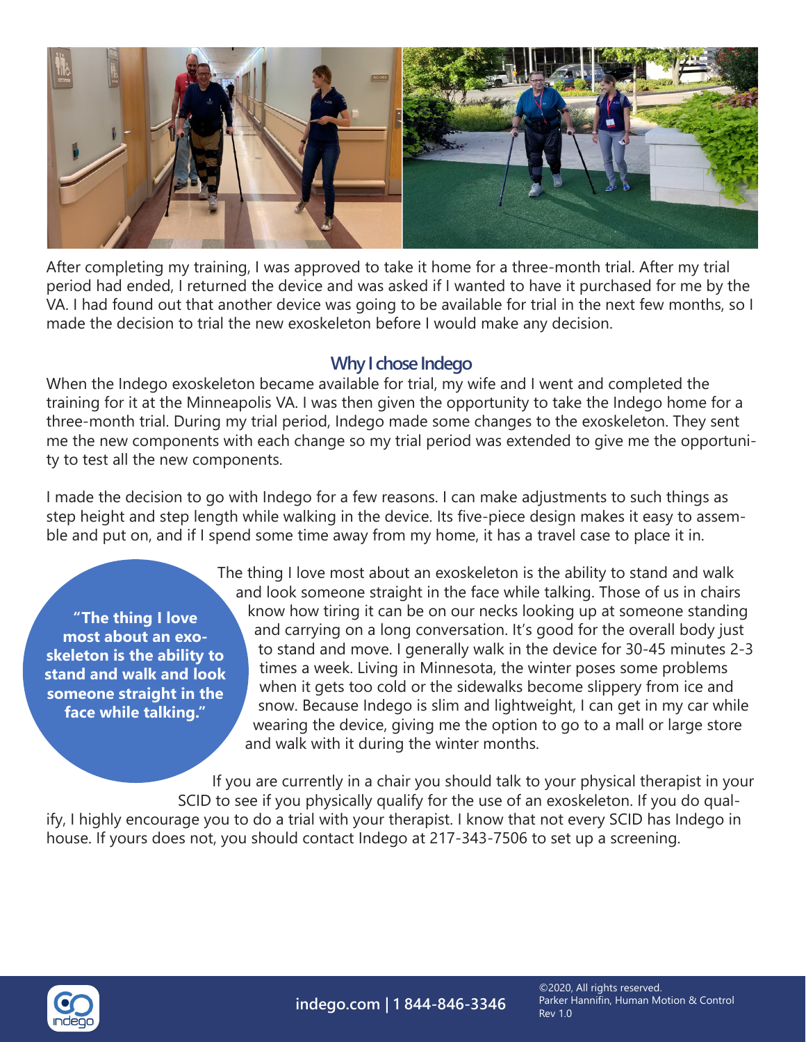After completing my training, I was approved to take it home for a three-month trial. After my trial period had ended, I returned the device and was asked if I wanted to have it purchased for me by the VA. I had found out that another device was going to be available for trial in the next few months, so I made the decision to trial the new exoskeleton before I would make any decision.

## Why I chose Indego

When the Indego exoskeleton became available for trial, my wife and I went and completed the training for it at the Minneapolis VA. I was then given the opportunity to take the Indego home for a three-month trial. During my trial period, Indego made some changes to the exoskeleton. They sent me the new components with each change so my trial period was extended to give me the opportunity to test all the new components.

I made the decision to go with Indego for a few reasons. I can make adjustments to such things as step height and step length while walking in the device. Its five-piece design makes it easy to assemble and put on, and if I spend some time away from my home, it has a travel case to place it in.

**"The thing I love most about an exoskeleton is the ability to stand and walk and look someone straight in the face while talking."**

The thing I love most about an exoskeleton is the ability to stand and walk and look someone straight in the face while talking. Those of us in chairs know how tiring it can be on our necks looking up at someone standing and carrying on a long conversation. It's good for the overall body just to stand and move. I generally walk in the device for 30-45 minutes 2-3 times a week. Living in Minnesota, the winter poses some problems when it gets too cold or the sidewalks become slippery from ice and snow. Because Indego is slim and lightweight, I can get in my car while wearing the device, giving me the option to go to a mall or large store and walk with it during the winter months.

If you are currently in a chair you should talk to your physical therapist in your SCID to see if you physically qualify for the use of an exoskeleton. If you do qualify, I highly encourage you to do a trial with your therapist. I know that not every SCID has Indego in house. If yours does not, you should contact Indego at 217-343-7506 to set up a screening.

indego.com | 1 844-846-3346

©2020, All rights reserved.
Parker Hannifin, Human Motion & Control
Rev 1.0